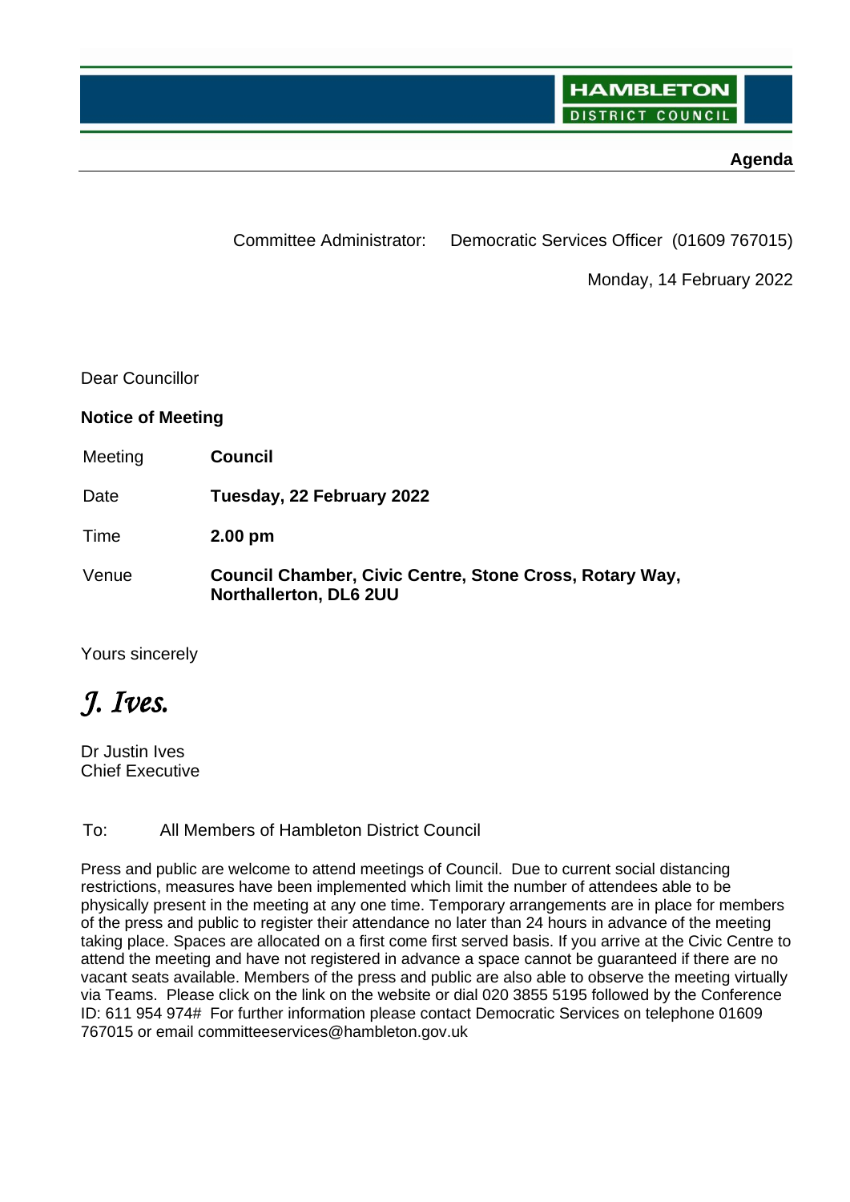HAMBLETON DISTRICT COUNCIL

**Agenda**

Committee Administrator: Democratic Services Officer (01609 767015)

Monday, 14 February 2022

Dear Councillor

**Notice of Meeting**

| | |
|---|---|
| Meeting | **Council** |
| Date | **Tuesday, 22 February 2022** |
| Time | **2.00 pm** |
| Venue | **Council Chamber, Civic Centre, Stone Cross, Rotary Way, Northallerton, DL6 2UU** |

Yours sincerely

*J. Ives.*

Dr Justin Ives
Chief Executive

To: All Members of Hambleton District Council

Press and public are welcome to attend meetings of Council. Due to current social distancing restrictions, measures have been implemented which limit the number of attendees able to be physically present in the meeting at any one time. Temporary arrangements are in place for members of the press and public to register their attendance no later than 24 hours in advance of the meeting taking place. Spaces are allocated on a first come first served basis. If you arrive at the Civic Centre to attend the meeting and have not registered in advance a space cannot be guaranteed if there are no vacant seats available. Members of the press and public are also able to observe the meeting virtually via Teams. Please click on the link on the website or dial 020 3855 5195 followed by the Conference ID: 611 954 974# For further information please contact Democratic Services on telephone 01609 767015 or email committeeservices@hambleton.gov.uk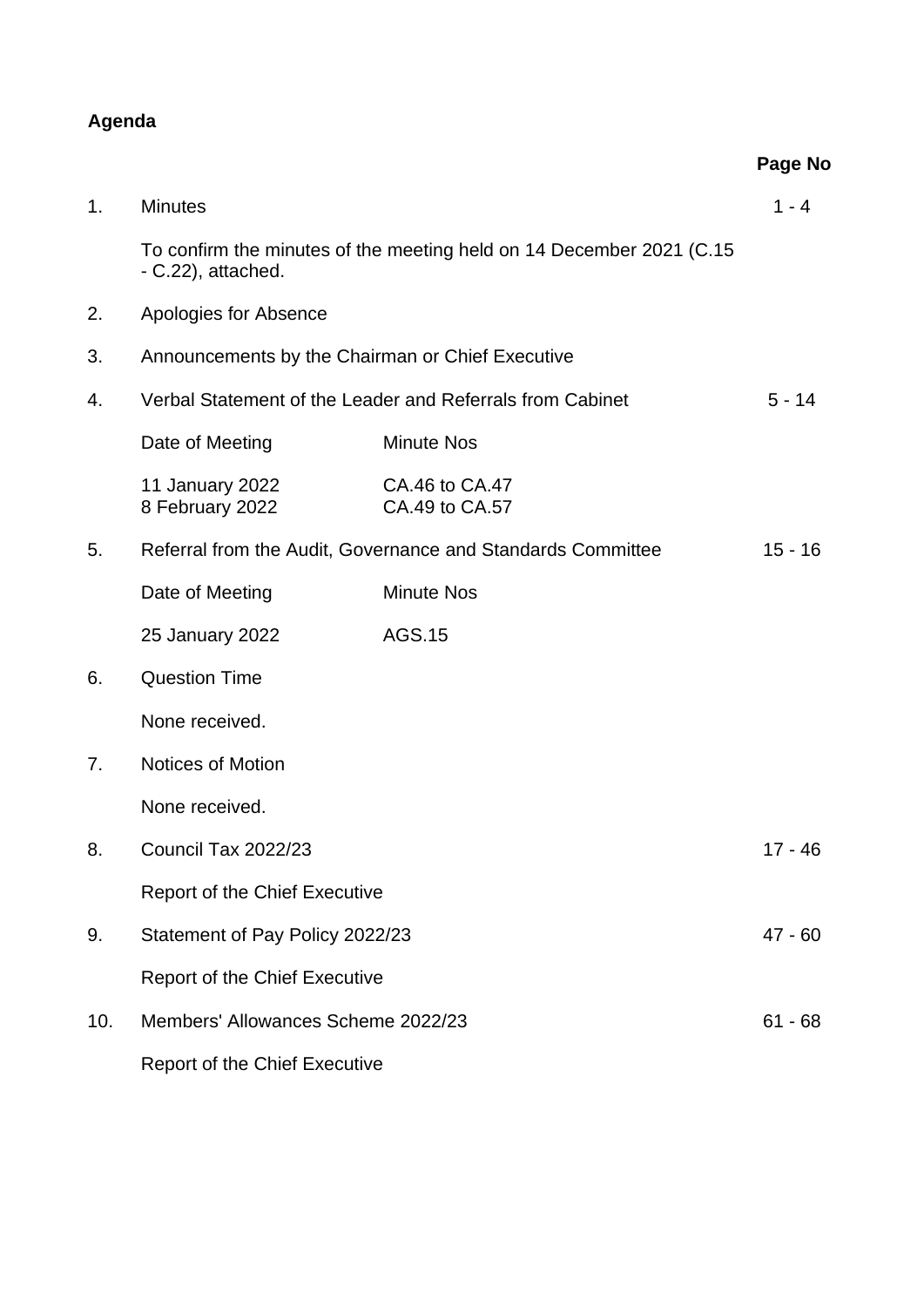**Agenda**

| | | Page No |
|---|---|---|
| 1. | Minutes | 1 - 4 |
| | To confirm the minutes of the meeting held on 14 December 2021 (C.15 - C.22), attached. | |
| 2. | Apologies for Absence | |
| 3. | Announcements by the Chairman or Chief Executive | |
| 4. | Verbal Statement of the Leader and Referrals from Cabinet | 5 - 14 |
| 5. | Referral from the Audit, Governance and Standards Committee | 15 - 16 |
| 6. | Question Time | |
| | None received. | |
| 7. | Notices of Motion | |
| | None received. | |
| 8. | Council Tax 2022/23 | 17 - 46 |
| | Report of the Chief Executive | |
| 9. | Statement of Pay Policy 2022/23 | 47 - 60 |
| | Report of the Chief Executive | |
| 10. | Members' Allowances Scheme 2022/23 | 61 - 68 |
| | Report of the Chief Executive | |

Item 4 – Referrals from Cabinet:

| Date of Meeting | Minute Nos |
|---|---|
| 11 January 2022 | CA.46 to CA.47 |
| 8 February 2022 | CA.49 to CA.57 |

Item 5 – Referral from the Audit, Governance and Standards Committee:

| Date of Meeting | Minute Nos |
|---|---|
| 25 January 2022 | AGS.15 |